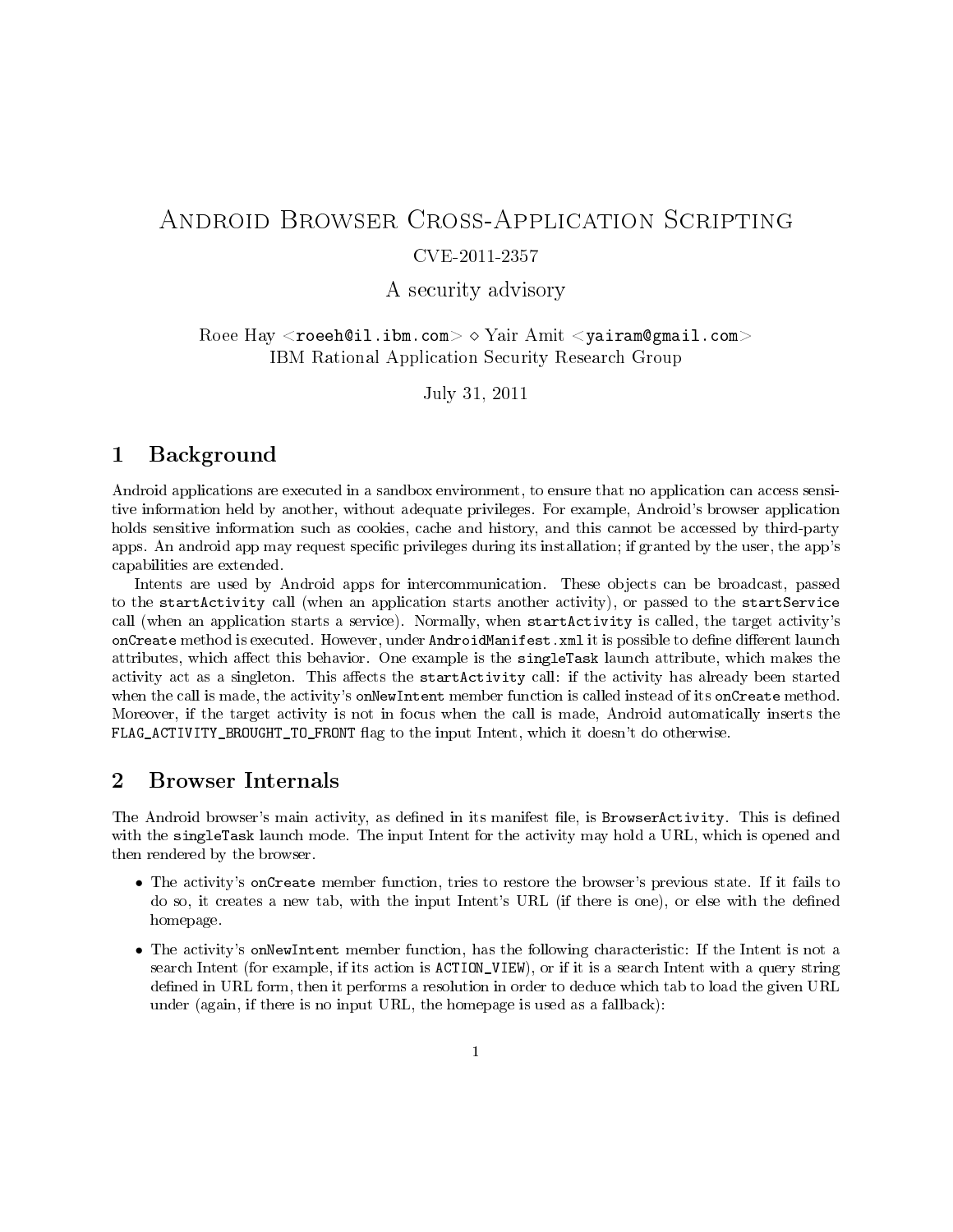# Android Browser Cross-Application Scripting

CVE-2011-2357

A security advisory

Roee Hay <roeeh@il.ibm.com> ◇ Yair Amit <yairam@gmail.com>
IBM Rational Application Security Research Group

July 31, 2011

## 1 Background

Android applications are executed in a sandbox environment, to ensure that no application can access sensitive information held by another, without adequate privileges. For example, Android's browser application holds sensitive information such as cookies, cache and history, and this cannot be accessed by third-party apps. An android app may request specific privileges during its installation; if granted by the user, the app's capabilities are extended.

Intents are used by Android apps for intercommunication. These objects can be broadcast, passed to the `startActivity` call (when an application starts another activity), or passed to the `startService` call (when an application starts a service). Normally, when `startActivity` is called, the target activity's `onCreate` method is executed. However, under `AndroidManifest.xml` it is possible to define different launch attributes, which affect this behavior. One example is the `singleTask` launch attribute, which makes the activity act as a singleton. This affects the `startActivity` call: if the activity has already been started when the call is made, the activity's `onNewIntent` member function is called instead of its `onCreate` method. Moreover, if the target activity is not in focus when the call is made, Android automatically inserts the `FLAG_ACTIVITY_BROUGHT_TO_FRONT` flag to the input Intent, which it doesn't do otherwise.

## 2 Browser Internals

The Android browser's main activity, as defined in its manifest file, is `BrowserActivity`. This is defined with the `singleTask` launch mode. The input Intent for the activity may hold a URL, which is opened and then rendered by the browser.

- The activity's `onCreate` member function, tries to restore the browser's previous state. If it fails to do so, it creates a new tab, with the input Intent's URL (if there is one), or else with the defined homepage.
- The activity's `onNewIntent` member function, has the following characteristic: If the Intent is not a search Intent (for example, if its action is `ACTION_VIEW`), or if it is a search Intent with a query string defined in URL form, then it performs a resolution in order to deduce which tab to load the given URL under (again, if there is no input URL, the homepage is used as a fallback):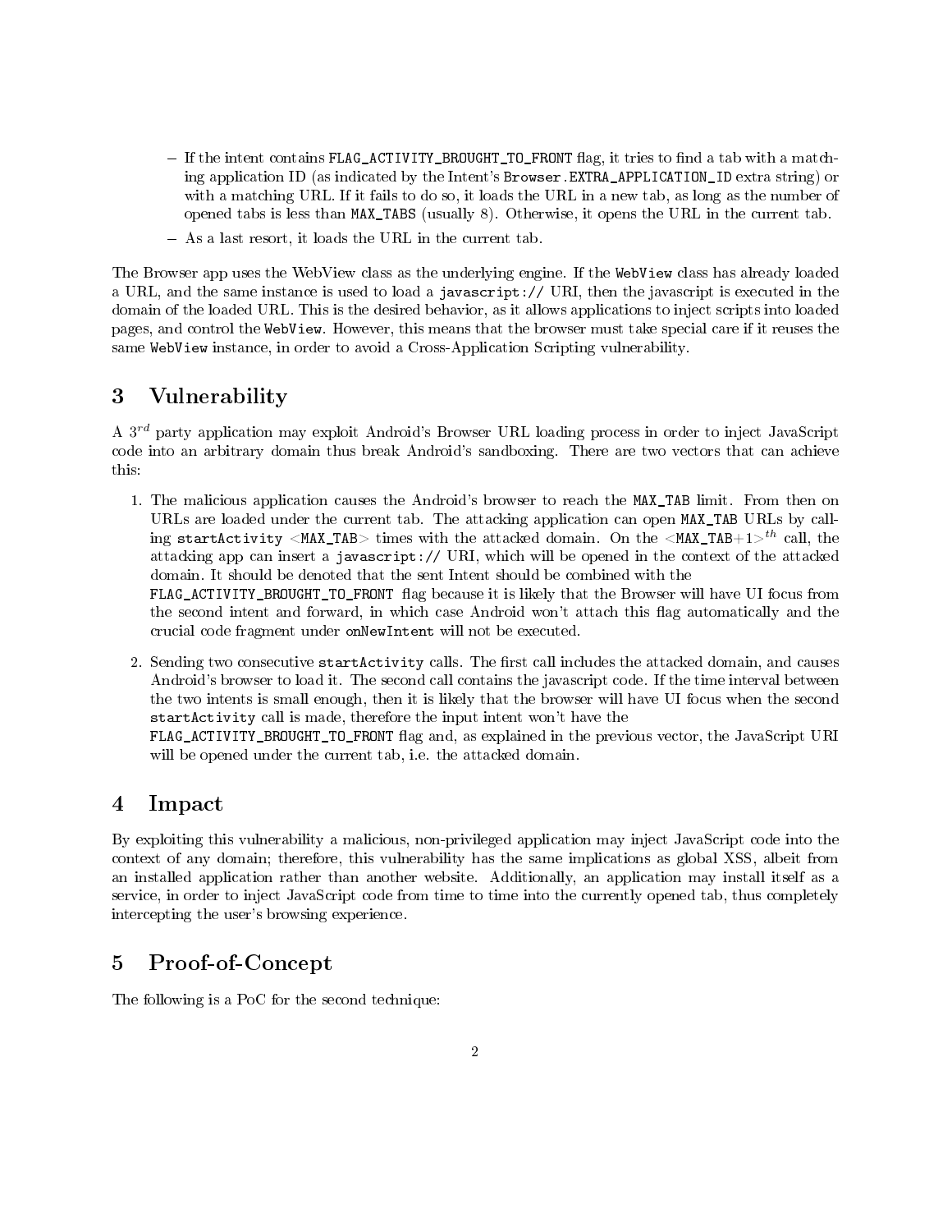- If the intent contains `FLAG_ACTIVITY_BROUGHT_TO_FRONT` flag, it tries to find a tab with a matching application ID (as indicated by the Intent's `Browser.EXTRA_APPLICATION_ID` extra string) or with a matching URL. If it fails to do so, it loads the URL in a new tab, as long as the number of opened tabs is less than `MAX_TABS` (usually 8). Otherwise, it opens the URL in the current tab.
  - As a last resort, it loads the URL in the current tab.

The Browser app uses the WebView class as the underlying engine. If the `WebView` class has already loaded a URL, and the same instance is used to load a `javascript://` URI, then the javascript is executed in the domain of the loaded URL. This is the desired behavior, as it allows applications to inject scripts into loaded pages, and control the `WebView`. However, this means that the browser must take special care if it reuses the same `WebView` instance, in order to avoid a Cross-Application Scripting vulnerability.

# 3 Vulnerability

A $3^{rd}$ party application may exploit Android's Browser URL loading process in order to inject JavaScript code into an arbitrary domain thus break Android's sandboxing. There are two vectors that can achieve this:

1. The malicious application causes the Android's browser to reach the `MAX_TAB` limit. From then on URLs are loaded under the current tab. The attacking application can open `MAX_TAB` URLs by calling `startActivity` <`MAX_TAB`> times with the attacked domain. On the <`MAX_TAB`+1>$^{th}$ call, the attacking app can insert a `javascript://` URI, which will be opened in the context of the attacked domain. It should be denoted that the sent Intent should be combined with the `FLAG_ACTIVITY_BROUGHT_TO_FRONT` flag because it is likely that the Browser will have UI focus from the second intent and forward, in which case Android won't attach this flag automatically and the crucial code fragment under `onNewIntent` will not be executed.

2. Sending two consecutive `startActivity` calls. The first call includes the attacked domain, and causes Android's browser to load it. The second call contains the javascript code. If the time interval between the two intents is small enough, then it is likely that the browser will have UI focus when the second `startActivity` call is made, therefore the input intent won't have the `FLAG_ACTIVITY_BROUGHT_TO_FRONT` flag and, as explained in the previous vector, the JavaScript URI will be opened under the current tab, i.e. the attacked domain.

# 4 Impact

By exploiting this vulnerability a malicious, non-privileged application may inject JavaScript code into the context of any domain; therefore, this vulnerability has the same implications as global XSS, albeit from an installed application rather than another website. Additionally, an application may install itself as a service, in order to inject JavaScript code from time to time into the currently opened tab, thus completely intercepting the user's browsing experience.

# 5 Proof-of-Concept

The following is a PoC for the second technique: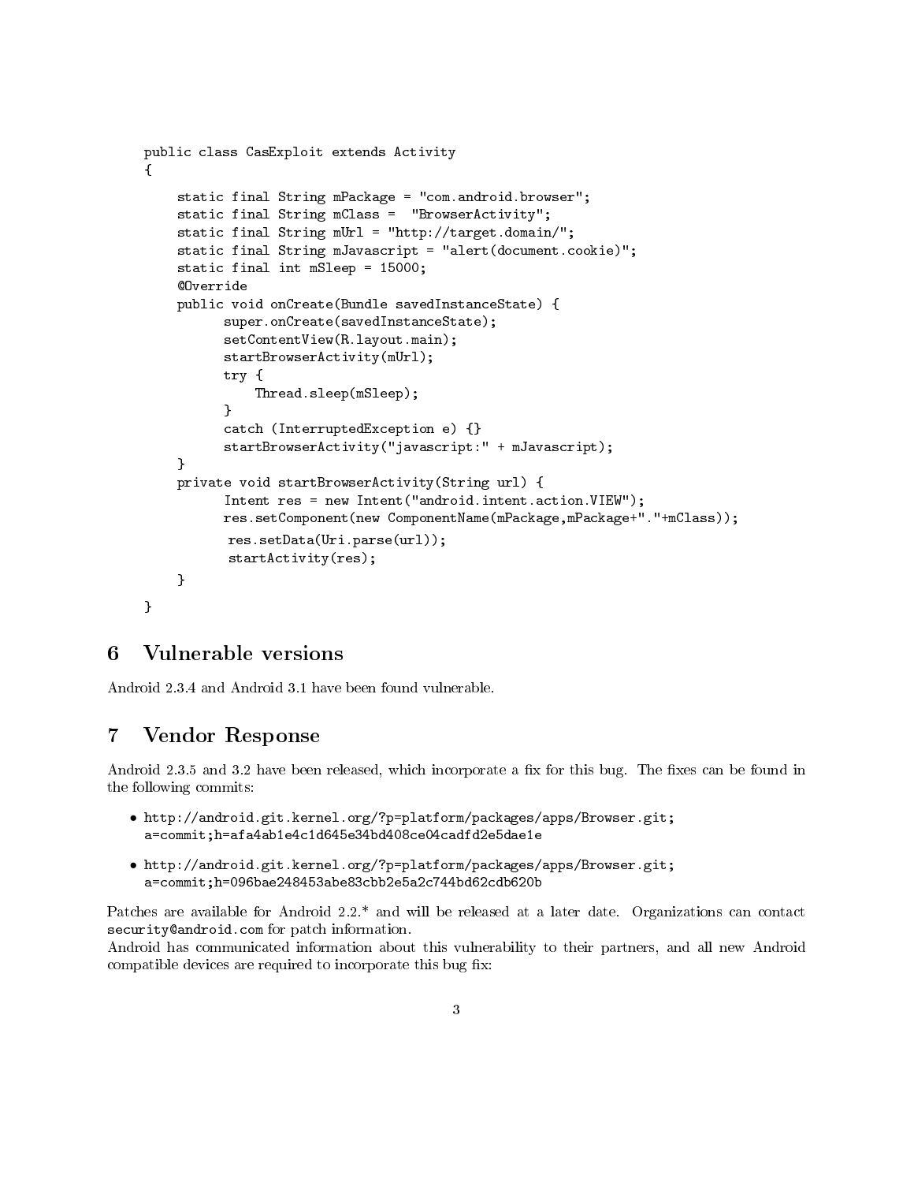```java
public class CasExploit extends Activity
{

    static final String mPackage = "com.android.browser";
    static final String mClass =  "BrowserActivity";
    static final String mUrl = "http://target.domain/";
    static final String mJavascript = "alert(document.cookie)";
    static final int mSleep = 15000;
    @Override
    public void onCreate(Bundle savedInstanceState) {
          super.onCreate(savedInstanceState);
          setContentView(R.layout.main);
          startBrowserActivity(mUrl);
          try {
              Thread.sleep(mSleep);
          }
          catch (InterruptedException e) {}
          startBrowserActivity("javascript:" + mJavascript);
    }
    private void startBrowserActivity(String url) {
          Intent res = new Intent("android.intent.action.VIEW");
          res.setComponent(new ComponentName(mPackage,mPackage+"."+mClass));
          res.setData(Uri.parse(url));
          startActivity(res);
    }
}
```

## 6 Vulnerable versions

Android 2.3.4 and Android 3.1 have been found vulnerable.

## 7 Vendor Response

Android 2.3.5 and 3.2 have been released, which incorporate a fix for this bug. The fixes can be found in the following commits:

- http://android.git.kernel.org/?p=platform/packages/apps/Browser.git;a=commit;h=afa4ab1e4c1d645e34bd408ce04cadfd2e5dae1e
- http://android.git.kernel.org/?p=platform/packages/apps/Browser.git;a=commit;h=096bae248453abe83cbb2e5a2c744bd62cdb620b

Patches are available for Android 2.2.* and will be released at a later date. Organizations can contact security@android.com for patch information.
Android has communicated information about this vulnerability to their partners, and all new Android compatible devices are required to incorporate this bug fix: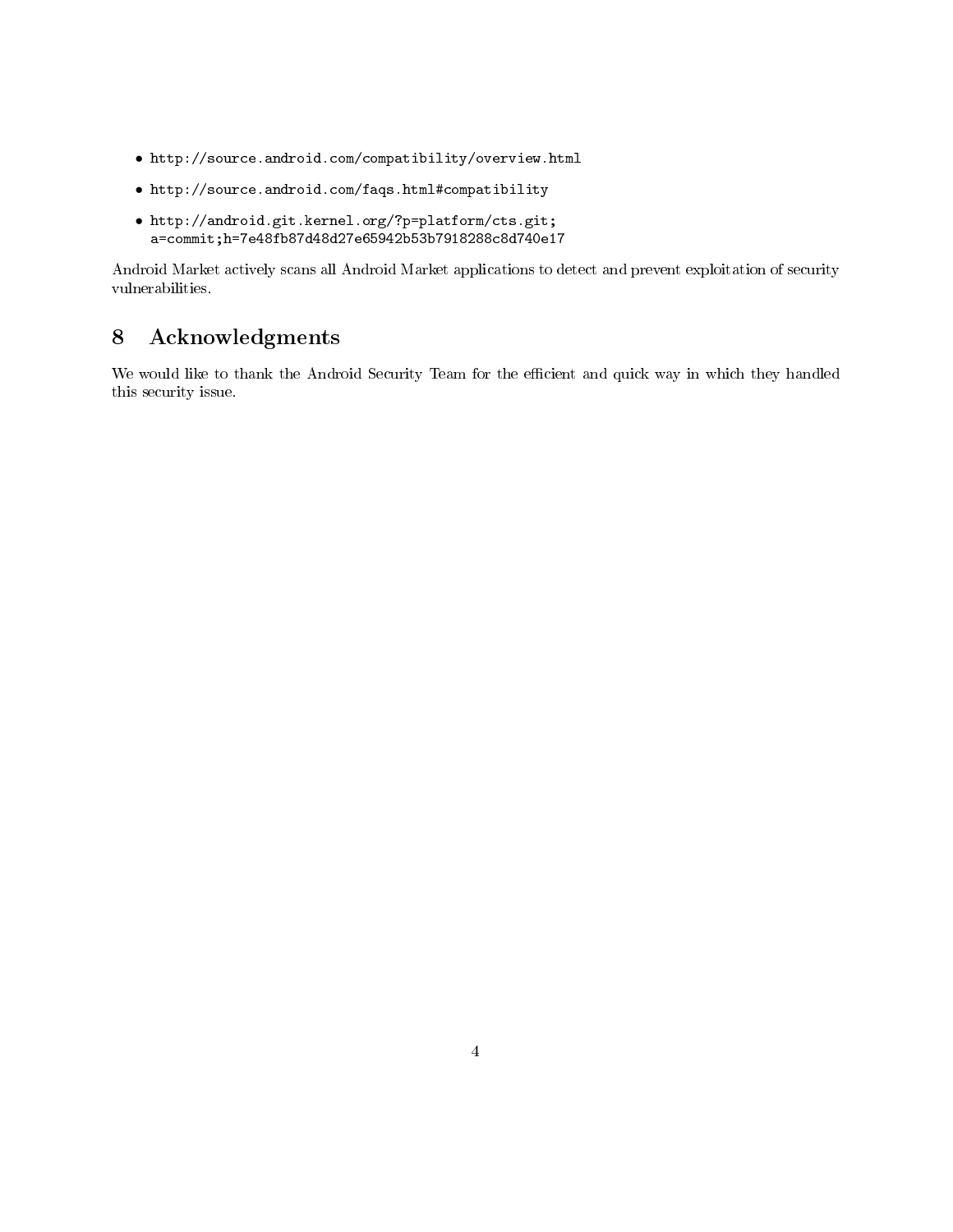- http://source.android.com/compatibility/overview.html
- http://source.android.com/faqs.html#compatibility
- http://android.git.kernel.org/?p=platform/cts.git;
  a=commit;h=7e48fb87d48d27e65942b53b7918288c8d740e17

Android Market actively scans all Android Market applications to detect and prevent exploitation of security vulnerabilities.

## 8 Acknowledgments

We would like to thank the Android Security Team for the efficient and quick way in which they handled this security issue.